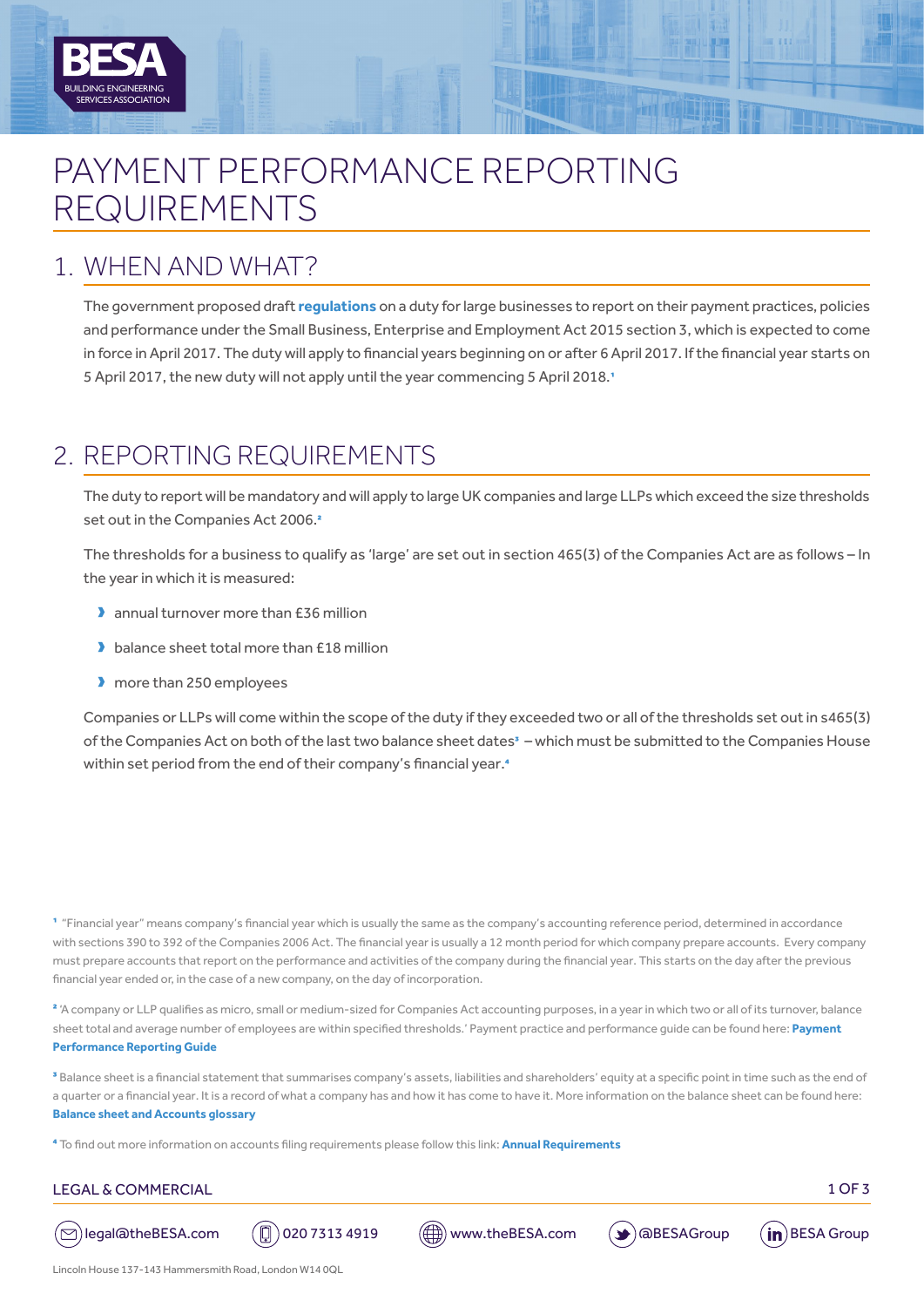# PAYMENT PERFORMANCE REPORTING REQUIREMENTS

## 1. WHEN AND WHAT?

The government proposed draft **regulations** on a duty for large businesses to report on their payment practices, policies and performance under the Small Business, Enterprise and Employment Act 2015 section 3, which is expected to come in force in April 2017. The duty will apply to financial years beginning on or after 6 April 2017. If the financial year starts on 5 April 2017, the new duty will not apply until the year commencing 5 April 2018.[1]

## 2. REPORTING REQUIREMENTS

The duty to report will be mandatory and will apply to large UK companies and large LLPs which exceed the size thresholds set out in the Companies Act 2006.[2]

The thresholds for a business to qualify as 'large' are set out in section 465(3) of the Companies Act are as follows – In the year in which it is measured:

- annual turnover more than £36 million
- balance sheet total more than £18 million
- more than 250 employees

Companies or LLPs will come within the scope of the duty if they exceeded two or all of the thresholds set out in s465(3) of the Companies Act on both of the last two balance sheet dates[3] – which must be submitted to the Companies House within set period from the end of their company's financial year.[4]

---

[1] "Financial year" means company's financial year which is usually the same as the company's accounting reference period, determined in accordance with sections 390 to 392 of the Companies 2006 Act. The financial year is usually a 12 month period for which company prepare accounts. Every company must prepare accounts that report on the performance and activities of the company during the financial year. This starts on the day after the previous financial year ended or, in the case of a new company, on the day of incorporation.

[2] 'A company or LLP qualifies as micro, small or medium-sized for Companies Act accounting purposes, in a year in which two or all of its turnover, balance sheet total and average number of employees are within specified thresholds.' Payment practice and performance guide can be found here: **Payment Performance Reporting Guide**

[3] Balance sheet is a financial statement that summarises company's assets, liabilities and shareholders' equity at a specific point in time such as the end of a quarter or a financial year. It is a record of what a company has and how it has come to have it. More information on the balance sheet can be found here: **Balance sheet and Accounts glossary**

[4] To find out more information on accounts filing requirements please follow this link: **Annual Requirements**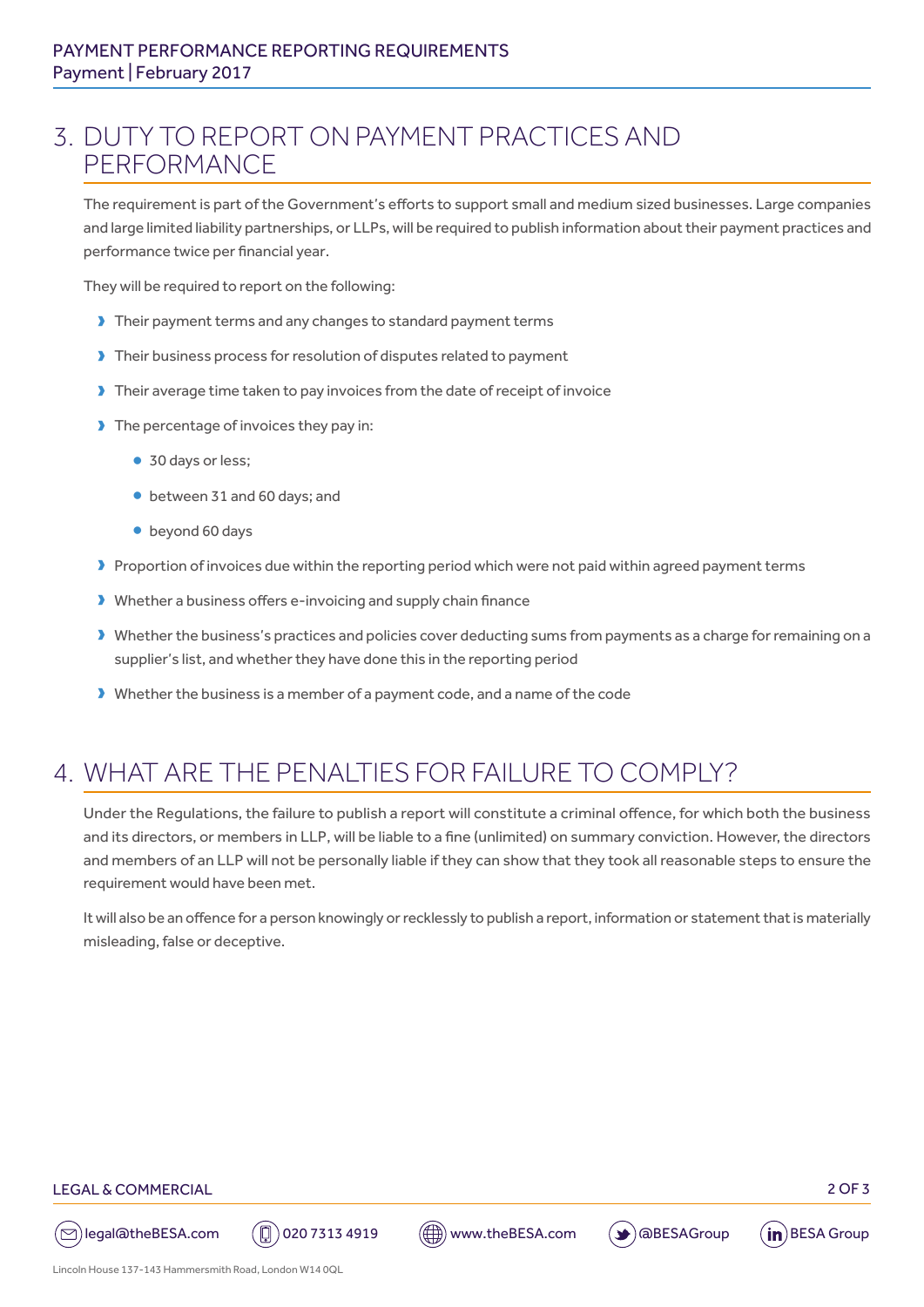## 3. DUTY TO REPORT ON PAYMENT PRACTICES AND PERFORMANCE

The requirement is part of the Government's efforts to support small and medium sized businesses. Large companies and large limited liability partnerships, or LLPs, will be required to publish information about their payment practices and performance twice per financial year.

They will be required to report on the following:

- Their payment terms and any changes to standard payment terms
- Their business process for resolution of disputes related to payment
- Their average time taken to pay invoices from the date of receipt of invoice
- The percentage of invoices they pay in:
  - 30 days or less;
  - between 31 and 60 days; and
  - beyond 60 days
- Proportion of invoices due within the reporting period which were not paid within agreed payment terms
- Whether a business offers e-invoicing and supply chain finance
- Whether the business's practices and policies cover deducting sums from payments as a charge for remaining on a supplier's list, and whether they have done this in the reporting period
- Whether the business is a member of a payment code, and a name of the code

## 4. WHAT ARE THE PENALTIES FOR FAILURE TO COMPLY?

Under the Regulations, the failure to publish a report will constitute a criminal offence, for which both the business and its directors, or members in LLP, will be liable to a fine (unlimited) on summary conviction. However, the directors and members of an LLP will not be personally liable if they can show that they took all reasonable steps to ensure the requirement would have been met.

It will also be an offence for a person knowingly or recklessly to publish a report, information or statement that is materially misleading, false or deceptive.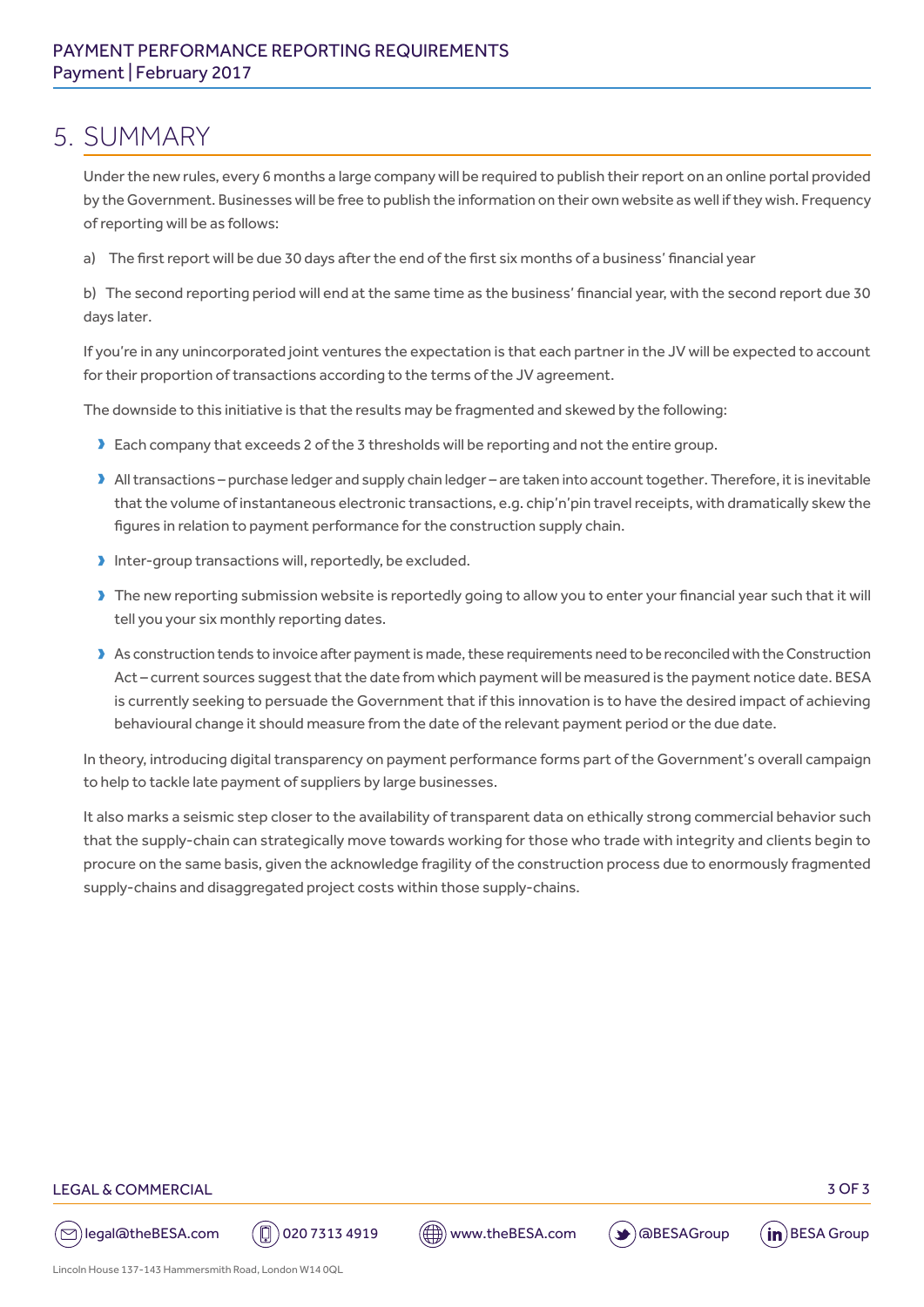## 5. SUMMARY

Under the new rules, every 6 months a large company will be required to publish their report on an online portal provided by the Government. Businesses will be free to publish the information on their own website as well if they wish. Frequency of reporting will be as follows:

a) The first report will be due 30 days after the end of the first six months of a business' financial year

b) The second reporting period will end at the same time as the business' financial year, with the second report due 30 days later.

If you're in any unincorporated joint ventures the expectation is that each partner in the JV will be expected to account for their proportion of transactions according to the terms of the JV agreement.

The downside to this initiative is that the results may be fragmented and skewed by the following:

- Each company that exceeds 2 of the 3 thresholds will be reporting and not the entire group.
- All transactions – purchase ledger and supply chain ledger – are taken into account together. Therefore, it is inevitable that the volume of instantaneous electronic transactions, e.g. chip'n'pin travel receipts, with dramatically skew the figures in relation to payment performance for the construction supply chain.
- Inter-group transactions will, reportedly, be excluded.
- The new reporting submission website is reportedly going to allow you to enter your financial year such that it will tell you your six monthly reporting dates.
- As construction tends to invoice after payment is made, these requirements need to be reconciled with the Construction Act – current sources suggest that the date from which payment will be measured is the payment notice date. BESA is currently seeking to persuade the Government that if this innovation is to have the desired impact of achieving behavioural change it should measure from the date of the relevant payment period or the due date.

In theory, introducing digital transparency on payment performance forms part of the Government's overall campaign to help to tackle late payment of suppliers by large businesses.

It also marks a seismic step closer to the availability of transparent data on ethically strong commercial behavior such that the supply-chain can strategically move towards working for those who trade with integrity and clients begin to procure on the same basis, given the acknowledge fragility of the construction process due to enormously fragmented supply-chains and disaggregated project costs within those supply-chains.